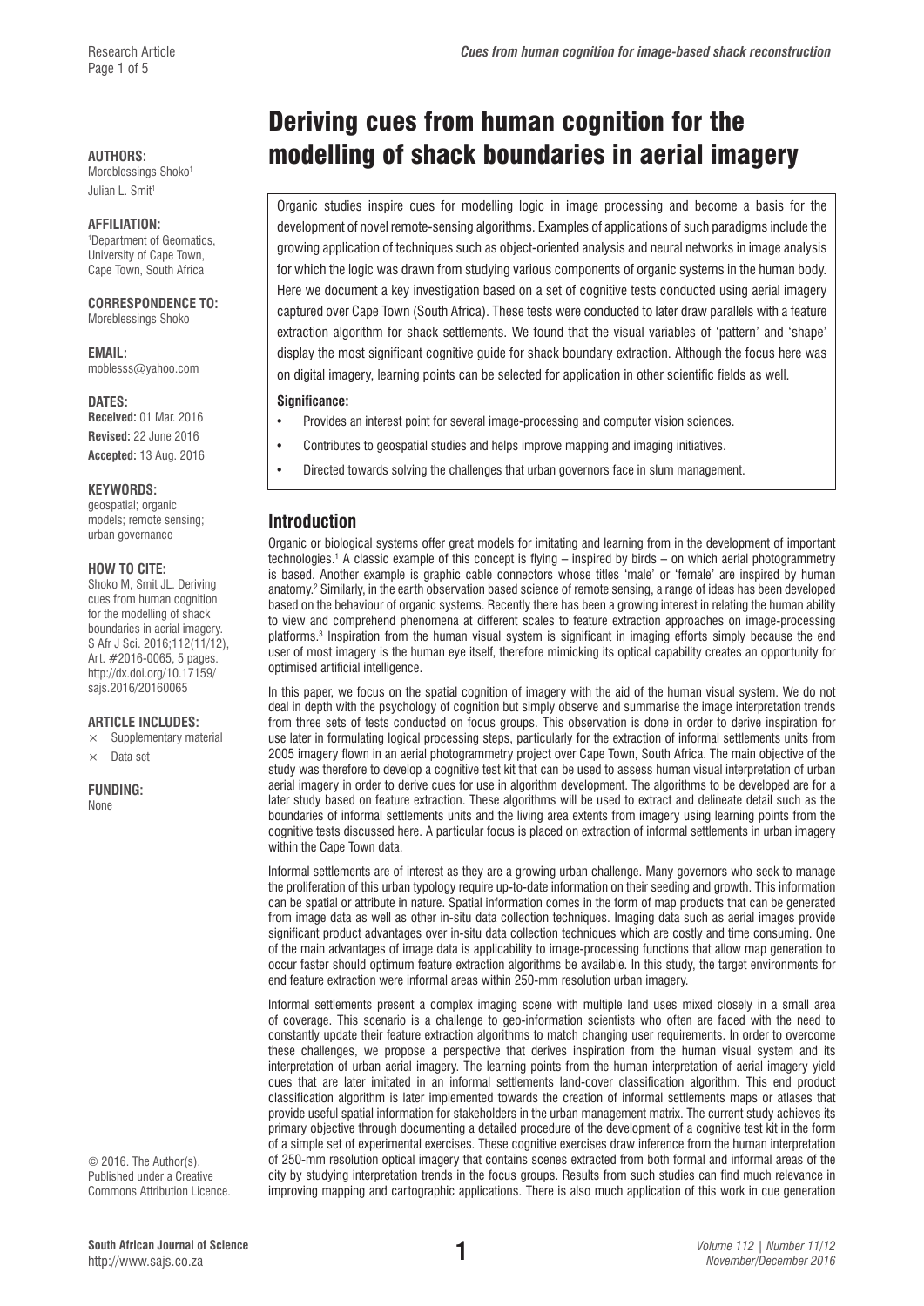# Deriving cues from human cognition for the modelling of shack boundaries in aerial imagery

**AUTHORS:**
Moreblessings Shoko[1]
Julian L. Smit[1]

**AFFILIATION:**
[1]Department of Geomatics, University of Cape Town, Cape Town, South Africa

**CORRESPONDENCE TO:**
Moreblessings Shoko

**EMAIL:**
moblesss@yahoo.com

**DATES:**
**Received:** 01 Mar. 2016
**Revised:** 22 June 2016
**Accepted:** 13 Aug. 2016

**KEYWORDS:**
geospatial; organic models; remote sensing; urban governance

**HOW TO CITE:**
Shoko M, Smit JL. Deriving cues from human cognition for the modelling of shack boundaries in aerial imagery. S Afr J Sci. 2016;112(11/12), Art. #2016-0065, 5 pages. http://dx.doi.org/10.17159/sajs.2016/20160065

**ARTICLE INCLUDES:**
× Supplementary material
× Data set

**FUNDING:**
None

© 2016. The Author(s). Published under a Creative Commons Attribution Licence.

Organic studies inspire cues for modelling logic in image processing and become a basis for the development of novel remote-sensing algorithms. Examples of applications of such paradigms include the growing application of techniques such as object-oriented analysis and neural networks in image analysis for which the logic was drawn from studying various components of organic systems in the human body. Here we document a key investigation based on a set of cognitive tests conducted using aerial imagery captured over Cape Town (South Africa). These tests were conducted to later draw parallels with a feature extraction algorithm for shack settlements. We found that the visual variables of 'pattern' and 'shape' display the most significant cognitive guide for shack boundary extraction. Although the focus here was on digital imagery, learning points can be selected for application in other scientific fields as well.

**Significance:**

- Provides an interest point for several image-processing and computer vision sciences.
- Contributes to geospatial studies and helps improve mapping and imaging initiatives.
- Directed towards solving the challenges that urban governors face in slum management.

## Introduction

Organic or biological systems offer great models for imitating and learning from in the development of important technologies.[1] A classic example of this concept is flying – inspired by birds – on which aerial photogrammetry is based. Another example is graphic cable connectors whose titles 'male' or 'female' are inspired by human anatomy.[2] Similarly, in the earth observation based science of remote sensing, a range of ideas has been developed based on the behaviour of organic systems. Recently there has been a growing interest in relating the human ability to view and comprehend phenomena at different scales to feature extraction approaches on image-processing platforms.[3] Inspiration from the human visual system is significant in imaging efforts simply because the end user of most imagery is the human eye itself, therefore mimicking its optical capability creates an opportunity for optimised artificial intelligence.

In this paper, we focus on the spatial cognition of imagery with the aid of the human visual system. We do not deal in depth with the psychology of cognition but simply observe and summarise the image interpretation trends from three sets of tests conducted on focus groups. This observation is done in order to derive inspiration for use later in formulating logical processing steps, particularly for the extraction of informal settlements units from 2005 imagery flown in an aerial photogrammetry project over Cape Town, South Africa. The main objective of the study was therefore to develop a cognitive test kit that can be used to assess human visual interpretation of urban aerial imagery in order to derive cues for use in algorithm development. The algorithms to be developed are for a later study based on feature extraction. These algorithms will be used to extract and delineate detail such as the boundaries of informal settlements units and the living area extents from imagery using learning points from the cognitive tests discussed here. A particular focus is placed on extraction of informal settlements in urban imagery within the Cape Town data.

Informal settlements are of interest as they are a growing urban challenge. Many governors who seek to manage the proliferation of this urban typology require up-to-date information on their seeding and growth. This information can be spatial or attribute in nature. Spatial information comes in the form of map products that can be generated from image data as well as other in-situ data collection techniques. Imaging data such as aerial images provide significant product advantages over in-situ data collection techniques which are costly and time consuming. One of the main advantages of image data is applicability to image-processing functions that allow map generation to occur faster should optimum feature extraction algorithms be available. In this study, the target environments for end feature extraction were informal areas within 250-mm resolution urban imagery.

Informal settlements present a complex imaging scene with multiple land uses mixed closely in a small area of coverage. This scenario is a challenge to geo-information scientists who often are faced with the need to constantly update their feature extraction algorithms to match changing user requirements. In order to overcome these challenges, we propose a perspective that derives inspiration from the human visual system and its interpretation of urban aerial imagery. The learning points from the human interpretation of aerial imagery yield cues that are later imitated in an informal settlements land-cover classification algorithm. This end product classification algorithm is later implemented towards the creation of informal settlements maps or atlases that provide useful spatial information for stakeholders in the urban management matrix. The current study achieves its primary objective through documenting a detailed procedure of the development of a cognitive test kit in the form of a simple set of experimental exercises. These cognitive exercises draw inference from the human interpretation of 250-mm resolution optical imagery that contains scenes extracted from both formal and informal areas of the city by studying interpretation trends in the focus groups. Results from such studies can find much relevance in improving mapping and cartographic applications. There is also much application of this work in cue generation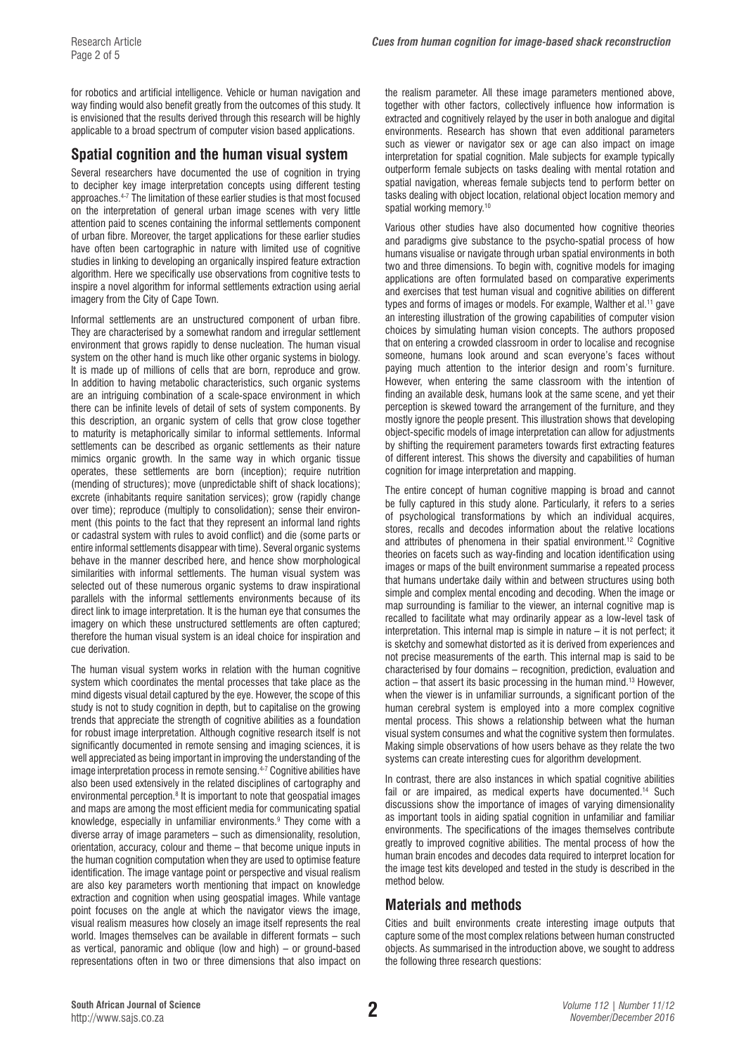for robotics and artificial intelligence. Vehicle or human navigation and way finding would also benefit greatly from the outcomes of this study. It is envisioned that the results derived through this research will be highly applicable to a broad spectrum of computer vision based applications.

## Spatial cognition and the human visual system

Several researchers have documented the use of cognition in trying to decipher key image interpretation concepts using different testing approaches.[4-7] The limitation of these earlier studies is that most focused on the interpretation of general urban image scenes with very little attention paid to scenes containing the informal settlements component of urban fibre. Moreover, the target applications for these earlier studies have often been cartographic in nature with limited use of cognitive studies in linking to developing an organically inspired feature extraction algorithm. Here we specifically use observations from cognitive tests to inspire a novel algorithm for informal settlements extraction using aerial imagery from the City of Cape Town.

Informal settlements are an unstructured component of urban fibre. They are characterised by a somewhat random and irregular settlement environment that grows rapidly to dense nucleation. The human visual system on the other hand is much like other organic systems in biology. It is made up of millions of cells that are born, reproduce and grow. In addition to having metabolic characteristics, such organic systems are an intriguing combination of a scale-space environment in which there can be infinite levels of detail of sets of system components. By this description, an organic system of cells that grow close together to maturity is metaphorically similar to informal settlements. Informal settlements can be described as organic settlements as their nature mimics organic growth. In the same way in which organic tissue operates, these settlements are born (inception); require nutrition (mending of structures); move (unpredictable shift of shack locations); excrete (inhabitants require sanitation services); grow (rapidly change over time); reproduce (multiply to consolidation); sense their environment (this points to the fact that they represent an informal land rights or cadastral system with rules to avoid conflict) and die (some parts or entire informal settlements disappear with time). Several organic systems behave in the manner described here, and hence show morphological similarities with informal settlements. The human visual system was selected out of these numerous organic systems to draw inspirational parallels with the informal settlements environments because of its direct link to image interpretation. It is the human eye that consumes the imagery on which these unstructured settlements are often captured; therefore the human visual system is an ideal choice for inspiration and cue derivation.

The human visual system works in relation with the human cognitive system which coordinates the mental processes that take place as the mind digests visual detail captured by the eye. However, the scope of this study is not to study cognition in depth, but to capitalise on the growing trends that appreciate the strength of cognitive abilities as a foundation for robust image interpretation. Although cognitive research itself is not significantly documented in remote sensing and imaging sciences, it is well appreciated as being important in improving the understanding of the image interpretation process in remote sensing.[4-7] Cognitive abilities have also been used extensively in the related disciplines of cartography and environmental perception.[8] It is important to note that geospatial images and maps are among the most efficient media for communicating spatial knowledge, especially in unfamiliar environments.[9] They come with a diverse array of image parameters – such as dimensionality, resolution, orientation, accuracy, colour and theme – that become unique inputs in the human cognition computation when they are used to optimise feature identification. The image vantage point or perspective and visual realism are also key parameters worth mentioning that impact on knowledge extraction and cognition when using geospatial images. While vantage point focuses on the angle at which the navigator views the image, visual realism measures how closely an image itself represents the real world. Images themselves can be available in different formats – such as vertical, panoramic and oblique (low and high) – or ground-based representations often in two or three dimensions that also impact on the realism parameter. All these image parameters mentioned above, together with other factors, collectively influence how information is extracted and cognitively relayed by the user in both analogue and digital environments. Research has shown that even additional parameters such as viewer or navigator sex or age can also impact on image interpretation for spatial cognition. Male subjects for example typically outperform female subjects on tasks dealing with mental rotation and spatial navigation, whereas female subjects tend to perform better on tasks dealing with object location, relational object location memory and spatial working memory.[10]

Various other studies have also documented how cognitive theories and paradigms give substance to the psycho-spatial process of how humans visualise or navigate through urban spatial environments in both two and three dimensions. To begin with, cognitive models for imaging applications are often formulated based on comparative experiments and exercises that test human visual and cognitive abilities on different types and forms of images or models. For example, Walther et al.[11] gave an interesting illustration of the growing capabilities of computer vision choices by simulating human vision concepts. The authors proposed that on entering a crowded classroom in order to localise and recognise someone, humans look around and scan everyone's faces without paying much attention to the interior design and room's furniture. However, when entering the same classroom with the intention of finding an available desk, humans look at the same scene, and yet their perception is skewed toward the arrangement of the furniture, and they mostly ignore the people present. This illustration shows that developing object-specific models of image interpretation can allow for adjustments by shifting the requirement parameters towards first extracting features of different interest. This shows the diversity and capabilities of human cognition for image interpretation and mapping.

The entire concept of human cognitive mapping is broad and cannot be fully captured in this study alone. Particularly, it refers to a series of psychological transformations by which an individual acquires, stores, recalls and decodes information about the relative locations and attributes of phenomena in their spatial environment.[12] Cognitive theories on facets such as way-finding and location identification using images or maps of the built environment summarise a repeated process that humans undertake daily within and between structures using both simple and complex mental encoding and decoding. When the image or map surrounding is familiar to the viewer, an internal cognitive map is recalled to facilitate what may ordinarily appear as a low-level task of interpretation. This internal map is simple in nature – it is not perfect; it is sketchy and somewhat distorted as it is derived from experiences and not precise measurements of the earth. This internal map is said to be characterised by four domains – recognition, prediction, evaluation and action – that assert its basic processing in the human mind.[13] However, when the viewer is in unfamiliar surrounds, a significant portion of the human cerebral system is employed into a more complex cognitive mental process. This shows a relationship between what the human visual system consumes and what the cognitive system then formulates. Making simple observations of how users behave as they relate the two systems can create interesting cues for algorithm development.

In contrast, there are also instances in which spatial cognitive abilities fail or are impaired, as medical experts have documented.[14] Such discussions show the importance of images of varying dimensionality as important tools in aiding spatial cognition in unfamiliar and familiar environments. The specifications of the images themselves contribute greatly to improved cognitive abilities. The mental process of how the human brain encodes and decodes data required to interpret location for the image test kits developed and tested in the study is described in the method below.

## Materials and methods

Cities and built environments create interesting image outputs that capture some of the most complex relations between human constructed objects. As summarised in the introduction above, we sought to address the following three research questions: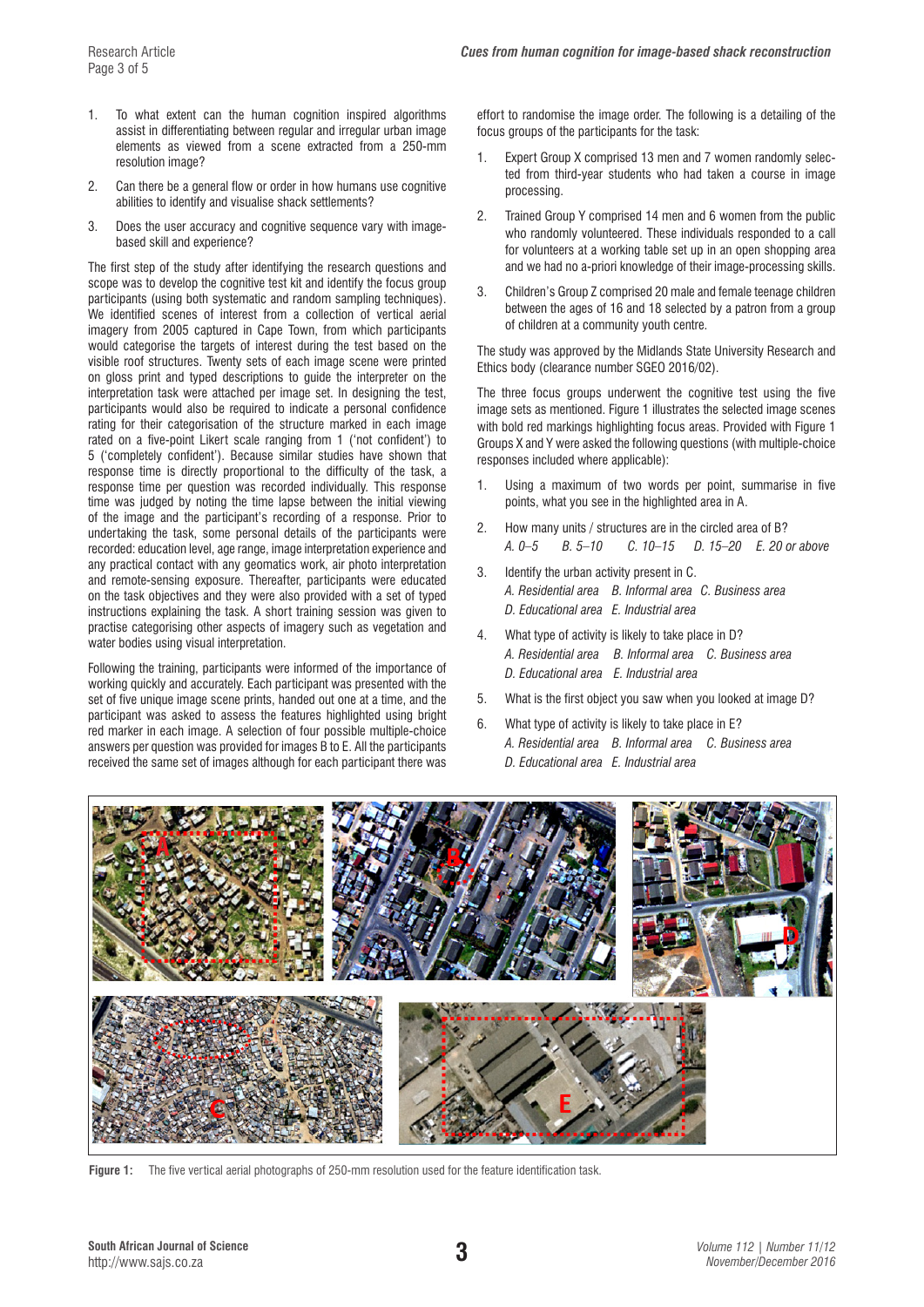1. To what extent can the human cognition inspired algorithms assist in differentiating between regular and irregular urban image elements as viewed from a scene extracted from a 250-mm resolution image?
2. Can there be a general flow or order in how humans use cognitive abilities to identify and visualise shack settlements?
3. Does the user accuracy and cognitive sequence vary with image-based skill and experience?

The first step of the study after identifying the research questions and scope was to develop the cognitive test kit and identify the focus group participants (using both systematic and random sampling techniques). We identified scenes of interest from a collection of vertical aerial imagery from 2005 captured in Cape Town, from which participants would categorise the targets of interest during the test based on the visible roof structures. Twenty sets of each image scene were printed on gloss print and typed descriptions to guide the interpreter on the interpretation task were attached per image set. In designing the test, participants would also be required to indicate a personal confidence rating for their categorisation of the structure marked in each image rated on a five-point Likert scale ranging from 1 ('not confident') to 5 ('completely confident'). Because similar studies have shown that response time is directly proportional to the difficulty of the task, a response time per question was recorded individually. This response time was judged by noting the time lapse between the initial viewing of the image and the participant's recording of a response. Prior to undertaking the task, some personal details of the participants were recorded: education level, age range, image interpretation experience and any practical contact with any geomatics work, air photo interpretation and remote-sensing exposure. Thereafter, participants were educated on the task objectives and they were also provided with a set of typed instructions explaining the task. A short training session was given to practise categorising other aspects of imagery such as vegetation and water bodies using visual interpretation.

Following the training, participants were informed of the importance of working quickly and accurately. Each participant was presented with the set of five unique image scene prints, handed out one at a time, and the participant was asked to assess the features highlighted using bright red marker in each image. A selection of four possible multiple-choice answers per question was provided for images B to E. All the participants received the same set of images although for each participant there was effort to randomise the image order. The following is a detailing of the focus groups of the participants for the task:

1. Expert Group X comprised 13 men and 7 women randomly selected from third-year students who had taken a course in image processing.
2. Trained Group Y comprised 14 men and 6 women from the public who randomly volunteered. These individuals responded to a call for volunteers at a working table set up in an open shopping area and we had no a-priori knowledge of their image-processing skills.
3. Children's Group Z comprised 20 male and female teenage children between the ages of 16 and 18 selected by a patron from a group of children at a community youth centre.

The study was approved by the Midlands State University Research and Ethics body (clearance number SGEO 2016/02).

The three focus groups underwent the cognitive test using the five image sets as mentioned. Figure 1 illustrates the selected image scenes with bold red markings highlighting focus areas. Provided with Figure 1 Groups X and Y were asked the following questions (with multiple-choice responses included where applicable):

1. Using a maximum of two words per point, summarise in five points, what you see in the highlighted area in A.
2. How many units / structures are in the circled area of B?
   *A. 0–5 B. 5–10 C. 10–15 D. 15–20 E. 20 or above*
3. Identify the urban activity present in C.
   *A. Residential area B. Informal area C. Business area D. Educational area E. Industrial area*
4. What type of activity is likely to take place in D?
   *A. Residential area B. Informal area C. Business area D. Educational area E. Industrial area*
5. What is the first object you saw when you looked at image D?
6. What type of activity is likely to take place in E?
   *A. Residential area B. Informal area C. Business area D. Educational area E. Industrial area*

**Figure 1:** The five vertical aerial photographs of 250-mm resolution used for the feature identification task.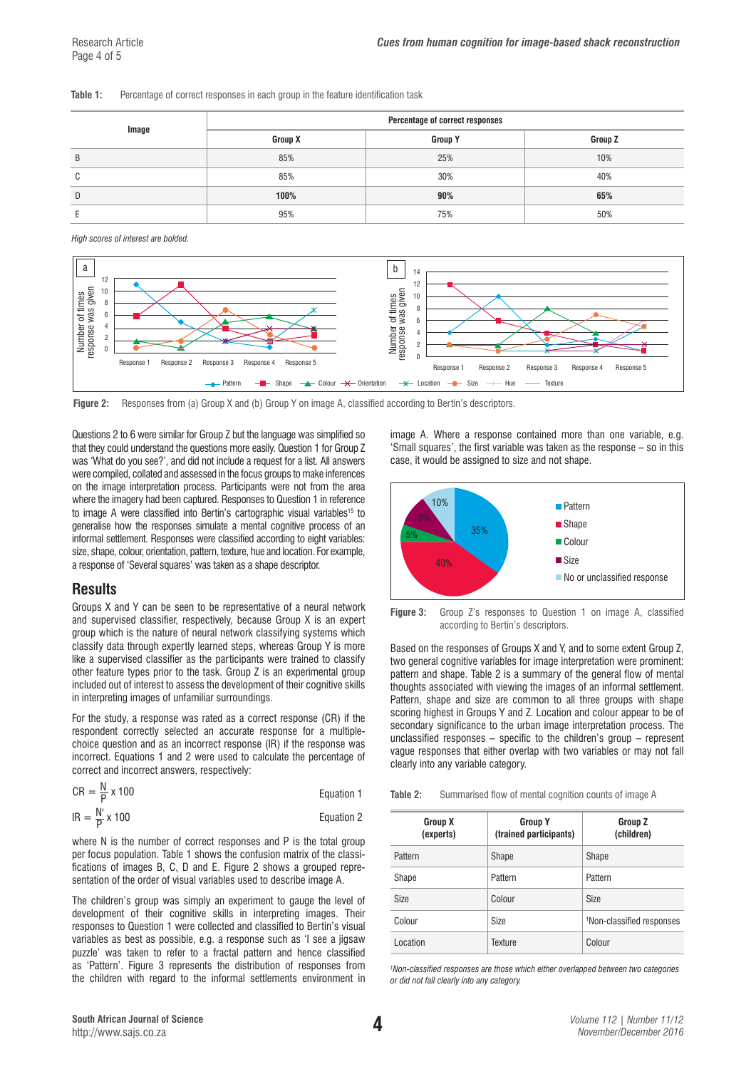**Table 1:** Percentage of correct responses in each group in the feature identification task

| Image | Percentage of correct responses | | |
|---|---|---|---|
| | Group X | Group Y | Group Z |
| B | 85% | 25% | 10% |
| C | 85% | 30% | 40% |
| D | **100%** | **90%** | **65%** |
| E | 95% | 75% | 50% |

*High scores of interest are bolded.*

a

Number of times response was given

12
10
8
6
4
2
0

Response 1 Response 2 Response 3 Response 4 Response 5

b

Number of times response was given

14
12
10
8
6
4
2
0

Response 1 Response 2 Response 3 Response 4 Response 5

Pattern Shape Colour Orientation Location Size Hue Texture

**Figure 2:** Responses from (a) Group X and (b) Group Y on image A, classified according to Bertin's descriptors.

Questions 2 to 6 were similar for Group Z but the language was simplified so that they could understand the questions more easily. Question 1 for Group Z was 'What do you see?', and did not include a request for a list. All answers were compiled, collated and assessed in the focus groups to make inferences on the image interpretation process. Participants were not from the area where the imagery had been captured. Responses to Question 1 in reference to image A were classified into Bertin's cartographic visual variables[15] to generalise how the responses simulate a mental cognitive process of an informal settlement. Responses were classified according to eight variables: size, shape, colour, orientation, pattern, texture, hue and location. For example, a response of 'Several squares' was taken as a shape descriptor.

## Results

Groups X and Y can be seen to be representative of a neural network and supervised classifier, respectively, because Group X is an expert group which is the nature of neural network classifying systems which classify data through expertly learned steps, whereas Group Y is more like a supervised classifier as the participants were trained to classify other feature types prior to the task. Group Z is an experimental group included out of interest to assess the development of their cognitive skills in interpreting images of unfamiliar surroundings.

For the study, a response was rated as a correct response (CR) if the respondent correctly selected an accurate response for a multiple-choice question and as an incorrect response (IR) if the response was incorrect. Equations 1 and 2 were used to calculate the percentage of correct and incorrect answers, respectively:

$$CR = \frac{N}{P} \times 100 \qquad \text{Equation 1}$$

$$IR = \frac{N'}{P} \times 100 \qquad \text{Equation 2}$$

where N is the number of correct responses and P is the total group per focus population. Table 1 shows the confusion matrix of the classifications of images B, C, D and E. Figure 2 shows a grouped representation of the order of visual variables used to describe image A.

The children's group was simply an experiment to gauge the level of development of their cognitive skills in interpreting images. Their responses to Question 1 were collected and classified to Bertin's visual variables as best as possible, e.g. a response such as 'I see a jigsaw puzzle' was taken to refer to a fractal pattern and hence classified as 'Pattern'. Figure 3 represents the distribution of responses from the children with regard to the informal settlements environment in image A. Where a response contained more than one variable, e.g. 'Small squares', the first variable was taken as the response – so in this case, it would be assigned to size and not shape.

10%
10%
5%
35%
40%

Pattern
Shape
Colour
Size
No or unclassified response

**Figure 3:** Group Z's responses to Question 1 on image A, classified according to Bertin's descriptors.

Based on the responses of Groups X and Y, and to some extent Group Z, two general cognitive variables for image interpretation were prominent: pattern and shape. Table 2 is a summary of the general flow of mental thoughts associated with viewing the images of an informal settlement. Pattern, shape and size are common to all three groups with shape scoring highest in Groups Y and Z. Location and colour appear to be of secondary significance to the urban image interpretation process. The unclassified responses – specific to the children's group – represent vague responses that either overlap with two variables or may not fall clearly into any variable category.

**Table 2:** Summarised flow of mental cognition counts of image A

| Group X (experts) | Group Y (trained participants) | Group Z (children) |
|---|---|---|
| Pattern | Shape | Shape |
| Shape | Pattern | Pattern |
| Size | Colour | Size |
| Colour | Size | †Non-classified responses |
| Location | Texture | Colour |

*†Non-classified responses are those which either overlapped between two categories or did not fall clearly into any category.*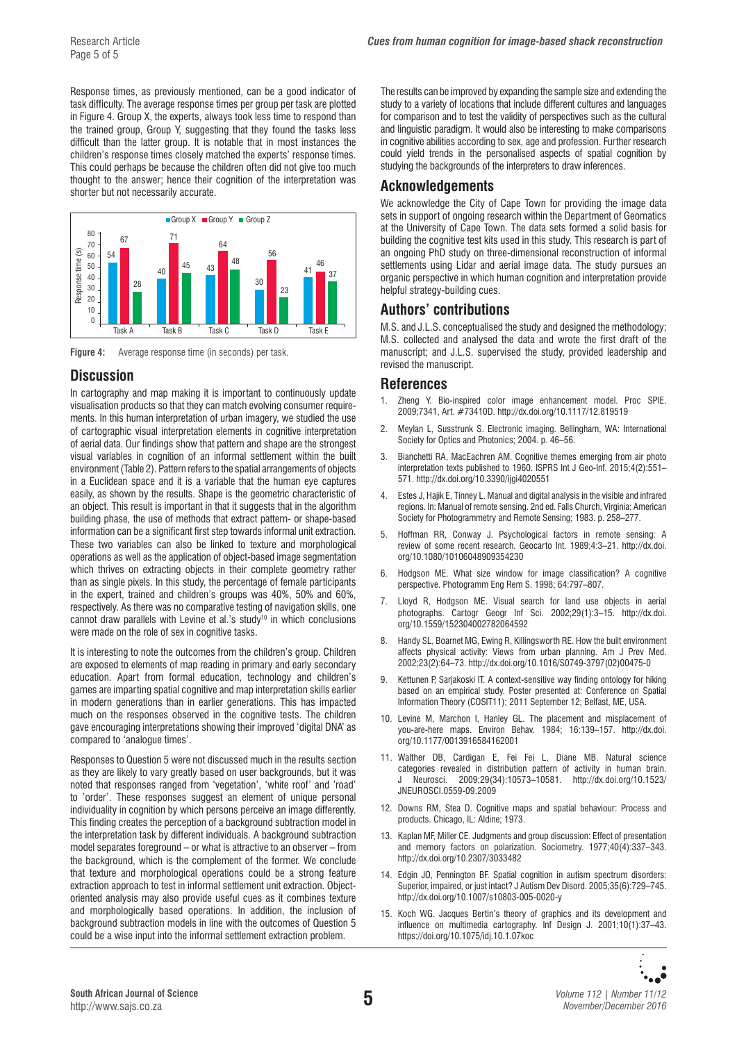Response times, as previously mentioned, can be a good indicator of task difficulty. The average response times per group per task are plotted in Figure 4. Group X, the experts, always took less time to respond than the trained group, Group Y, suggesting that they found the tasks less difficult than the latter group. It is notable that in most instances the children's response times closely matched the experts' response times. This could perhaps be because the children often did not give too much thought to the answer; hence their cognition of the interpretation was shorter but not necessarily accurate.

Group X Group Y Group Z

Response time (s)

80 70 60 50 40 30 20 10 0

Task A: 54 67 28

Task B: 40 71 45

Task C: 43 64 48

Task D: 30 56 23

Task E: 41 46 37

**Figure 4:** Average response time (in seconds) per task.

## Discussion

In cartography and map making it is important to continuously update visualisation products so that they can match evolving consumer requirements. In this human interpretation of urban imagery, we studied the use of cartographic visual interpretation elements in cognitive interpretation of aerial data. Our findings show that pattern and shape are the strongest visual variables in cognition of an informal settlement within the built environment (Table 2). Pattern refers to the spatial arrangements of objects in a Euclidean space and it is a variable that the human eye captures easily, as shown by the results. Shape is the geometric characteristic of an object. This result is important in that it suggests that in the algorithm building phase, the use of methods that extract pattern- or shape-based information can be a significant first step towards informal unit extraction. These two variables can also be linked to texture and morphological operations as well as the application of object-based image segmentation which thrives on extracting objects in their complete geometry rather than as single pixels. In this study, the percentage of female participants in the expert, trained and children's groups was 40%, 50% and 60%, respectively. As there was no comparative testing of navigation skills, one cannot draw parallels with Levine et al.'s study[10] in which conclusions were made on the role of sex in cognitive tasks.

It is interesting to note the outcomes from the children's group. Children are exposed to elements of map reading in primary and early secondary education. Apart from formal education, technology and children's games are imparting spatial cognitive and map interpretation skills earlier in modern generations than in earlier generations. This has impacted much on the responses observed in the cognitive tests. The children gave encouraging interpretations showing their improved 'digital DNA' as compared to 'analogue times'.

Responses to Question 5 were not discussed much in the results section as they are likely to vary greatly based on user backgrounds, but it was noted that responses ranged from 'vegetation', 'white roof' and 'road' to 'order'. These responses suggest an element of unique personal individuality in cognition by which persons perceive an image differently. This finding creates the perception of a background subtraction model in the interpretation task by different individuals. A background subtraction model separates foreground – or what is attractive to an observer – from the background, which is the complement of the former. We conclude that texture and morphological operations could be a strong feature extraction approach to test in informal settlement unit extraction. Object-oriented analysis may also provide useful cues as it combines texture and morphologically based operations. In addition, the inclusion of background subtraction models in line with the outcomes of Question 5 could be a wise input into the informal settlement extraction problem.

The results can be improved by expanding the sample size and extending the study to a variety of locations that include different cultures and languages for comparison and to test the validity of perspectives such as the cultural and linguistic paradigm. It would also be interesting to make comparisons in cognitive abilities according to sex, age and profession. Further research could yield trends in the personalised aspects of spatial cognition by studying the backgrounds of the interpreters to draw inferences.

## Acknowledgements

We acknowledge the City of Cape Town for providing the image data sets in support of ongoing research within the Department of Geomatics at the University of Cape Town. The data sets formed a solid basis for building the cognitive test kits used in this study. This research is part of an ongoing PhD study on three-dimensional reconstruction of informal settlements using Lidar and aerial image data. The study pursues an organic perspective in which human cognition and interpretation provide helpful strategy-building cues.

## Authors' contributions

M.S. and J.L.S. conceptualised the study and designed the methodology; M.S. collected and analysed the data and wrote the first draft of the manuscript; and J.L.S. supervised the study, provided leadership and revised the manuscript.

## References

1. Zheng Y. Bio-inspired color image enhancement model. Proc SPIE. 2009;7341, Art. #73410D. http://dx.doi.org/10.1117/12.819519
2. Meylan L, Susstrunk S. Electronic imaging. Bellingham, WA: International Society for Optics and Photonics; 2004. p. 46–56.
3. Bianchetti RA, MacEachren AM. Cognitive themes emerging from air photo interpretation texts published to 1960. ISPRS Int J Geo-Inf. 2015;4(2):551–571. http://dx.doi.org/10.3390/ijgi4020551
4. Estes J, Hajik E, Tinney L. Manual and digital analysis in the visible and infrared regions. In: Manual of remote sensing. 2nd ed. Falls Church, Virginia: American Society for Photogrammetry and Remote Sensing; 1983. p. 258–277.
5. Hoffman RR, Conway J. Psychological factors in remote sensing: A review of some recent research. Geocarto Int. 1989;4:3–21. http://dx.doi.org/10.1080/10106048909354230
6. Hodgson ME. What size window for image classification? A cognitive perspective. Photogramm Eng Rem S. 1998; 64:797–807.
7. Lloyd R, Hodgson ME. Visual search for land use objects in aerial photographs. Cartogr Geogr Inf Sci. 2002;29(1):3–15. http://dx.doi.org/10.1559/152304002782064592
8. Handy SL, Boarnet MG, Ewing R, Killingsworth RE. How the built environment affects physical activity: Views from urban planning. Am J Prev Med. 2002;23(2):64–73. http://dx.doi.org/10.1016/S0749-3797(02)00475-0
9. Kettunen P, Sarjakoski IT. A context-sensitive way finding ontology for hiking based on an empirical study. Poster presented at: Conference on Spatial Information Theory (COSIT11); 2011 September 12; Belfast, ME, USA.
10. Levine M, Marchon I, Hanley GL. The placement and misplacement of you-are-here maps. Environ Behav. 1984; 16:139–157. http://dx.doi.org/10.1177/0013916584162001
11. Walther DB, Cardigan E, Fei Fei L, Diane MB. Natural science categories revealed in distribution pattern of activity in human brain. J Neurosci. 2009;29(34):10573–10581. http://dx.doi.org/10.1523/JNEUROSCI.0559-09.2009
12. Downs RM, Stea D. Cognitive maps and spatial behaviour: Process and products. Chicago, IL: Aldine; 1973.
13. Kaplan MF, Miller CE. Judgments and group discussion: Effect of presentation and memory factors on polarization. Sociometry. 1977;40(4):337–343. http://dx.doi.org/10.2307/3033482
14. Edgin JO, Pennington BF. Spatial cognition in autism spectrum disorders: Superior, impaired, or just intact? J Autism Dev Disord. 2005;35(6):729–745. http://dx.doi.org/10.1007/s10803-005-0020-y
15. Koch WG. Jacques Bertin's theory of graphics and its development and influence on multimedia cartography. Inf Design J. 2001;10(1):37–43. https://doi.org/10.1075/idj.10.1.07koc